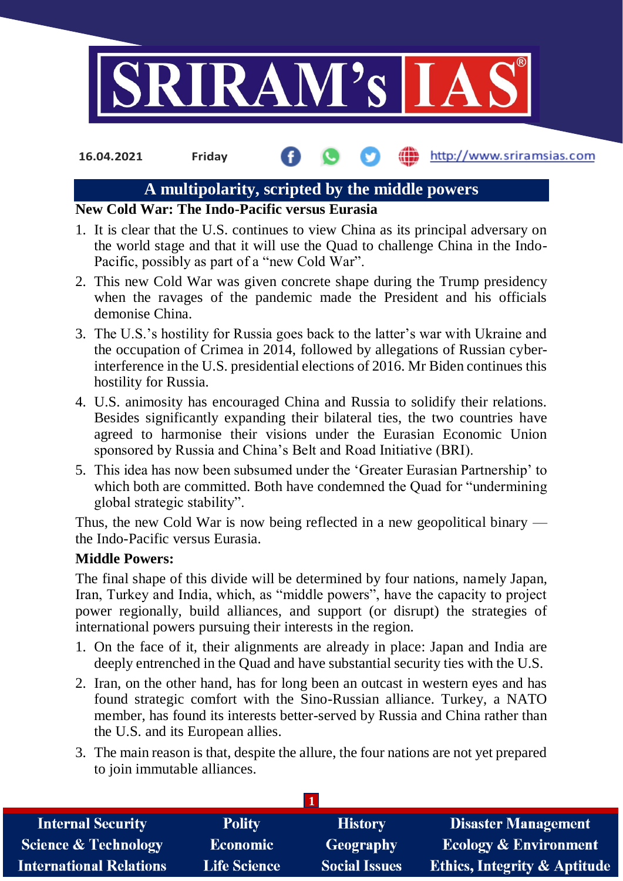16.04.2021 Friday

# A multipolarity, scripted by the middle powers

**New Cold War: The Indo-Pacific versus Eurasia**

1. It is clear that the U.S. continues to view China as its principal adversary on the world stage and that it will use the Quad to challenge China in the Indo-Pacific, possibly as part of a "new Cold War".
2. This new Cold War was given concrete shape during the Trump presidency when the ravages of the pandemic made the President and his officials demonise China.
3. The U.S.'s hostility for Russia goes back to the latter's war with Ukraine and the occupation of Crimea in 2014, followed by allegations of Russian cyber-interference in the U.S. presidential elections of 2016. Mr Biden continues this hostility for Russia.
4. U.S. animosity has encouraged China and Russia to solidify their relations. Besides significantly expanding their bilateral ties, the two countries have agreed to harmonise their visions under the Eurasian Economic Union sponsored by Russia and China's Belt and Road Initiative (BRI).
5. This idea has now been subsumed under the 'Greater Eurasian Partnership' to which both are committed. Both have condemned the Quad for "undermining global strategic stability".

Thus, the new Cold War is now being reflected in a new geopolitical binary — the Indo-Pacific versus Eurasia.

**Middle Powers:**

The final shape of this divide will be determined by four nations, namely Japan, Iran, Turkey and India, which, as "middle powers", have the capacity to project power regionally, build alliances, and support (or disrupt) the strategies of international powers pursuing their interests in the region.

1. On the face of it, their alignments are already in place: Japan and India are deeply entrenched in the Quad and have substantial security ties with the U.S.
2. Iran, on the other hand, has for long been an outcast in western eyes and has found strategic comfort with the Sino-Russian alliance. Turkey, a NATO member, has found its interests better-served by Russia and China rather than the U.S. and its European allies.
3. The main reason is that, despite the allure, the four nations are not yet prepared to join immutable alliances.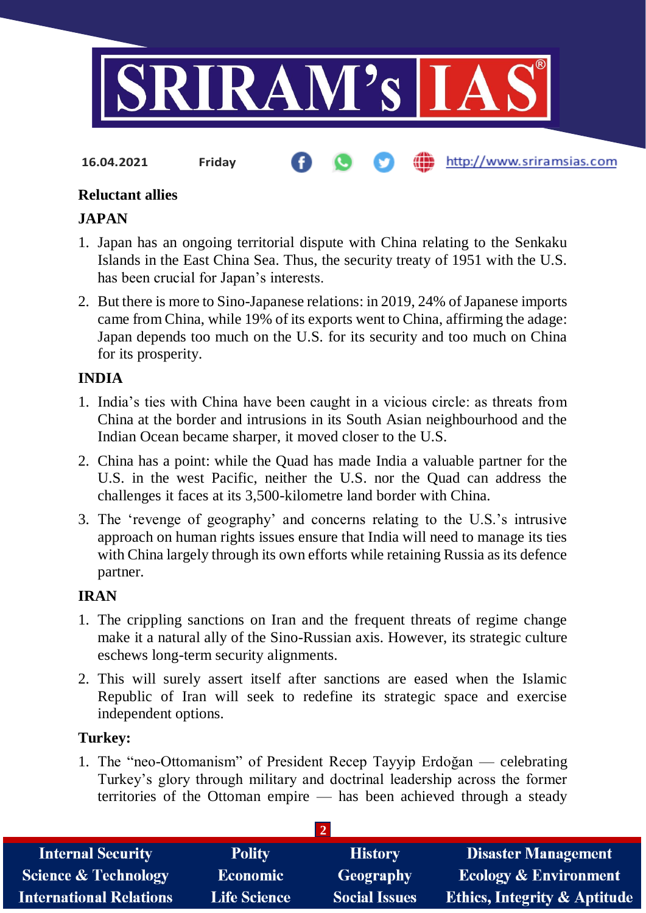### Reluctant allies

### JAPAN

1. Japan has an ongoing territorial dispute with China relating to the Senkaku Islands in the East China Sea. Thus, the security treaty of 1951 with the U.S. has been crucial for Japan's interests.
2. But there is more to Sino-Japanese relations: in 2019, 24% of Japanese imports came from China, while 19% of its exports went to China, affirming the adage: Japan depends too much on the U.S. for its security and too much on China for its prosperity.

### INDIA

1. India's ties with China have been caught in a vicious circle: as threats from China at the border and intrusions in its South Asian neighbourhood and the Indian Ocean became sharper, it moved closer to the U.S.
2. China has a point: while the Quad has made India a valuable partner for the U.S. in the west Pacific, neither the U.S. nor the Quad can address the challenges it faces at its 3,500-kilometre land border with China.
3. The 'revenge of geography' and concerns relating to the U.S.'s intrusive approach on human rights issues ensure that India will need to manage its ties with China largely through its own efforts while retaining Russia as its defence partner.

### IRAN

1. The crippling sanctions on Iran and the frequent threats of regime change make it a natural ally of the Sino-Russian axis. However, its strategic culture eschews long-term security alignments.
2. This will surely assert itself after sanctions are eased when the Islamic Republic of Iran will seek to redefine its strategic space and exercise independent options.

### Turkey:

1. The "neo-Ottomanism" of President Recep Tayyip Erdoğan — celebrating Turkey's glory through military and doctrinal leadership across the former territories of the Ottoman empire — has been achieved through a steady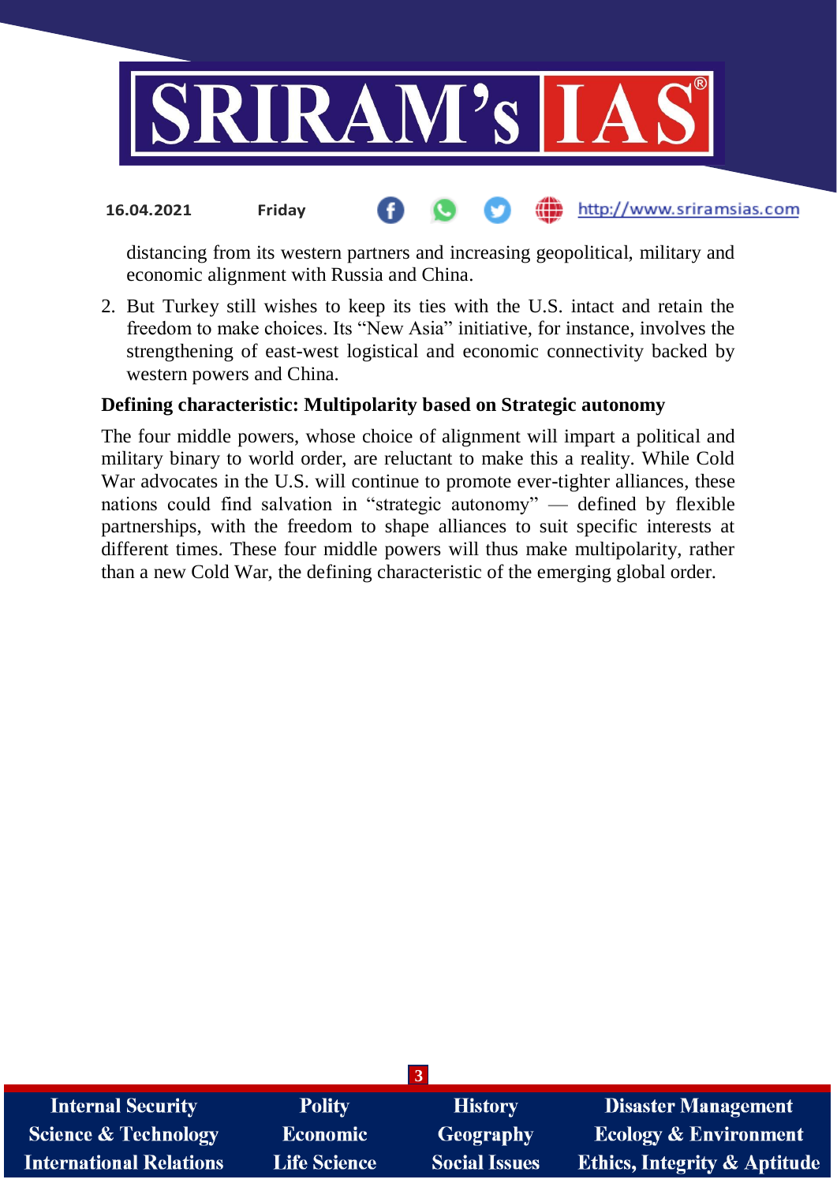distancing from its western partners and increasing geopolitical, military and economic alignment with Russia and China.

2. But Turkey still wishes to keep its ties with the U.S. intact and retain the freedom to make choices. Its "New Asia" initiative, for instance, involves the strengthening of east-west logistical and economic connectivity backed by western powers and China.

**Defining characteristic: Multipolarity based on Strategic autonomy**

The four middle powers, whose choice of alignment will impart a political and military binary to world order, are reluctant to make this a reality. While Cold War advocates in the U.S. will continue to promote ever-tighter alliances, these nations could find salvation in "strategic autonomy" — defined by flexible partnerships, with the freedom to shape alliances to suit specific interests at different times. These four middle powers will thus make multipolarity, rather than a new Cold War, the defining characteristic of the emerging global order.